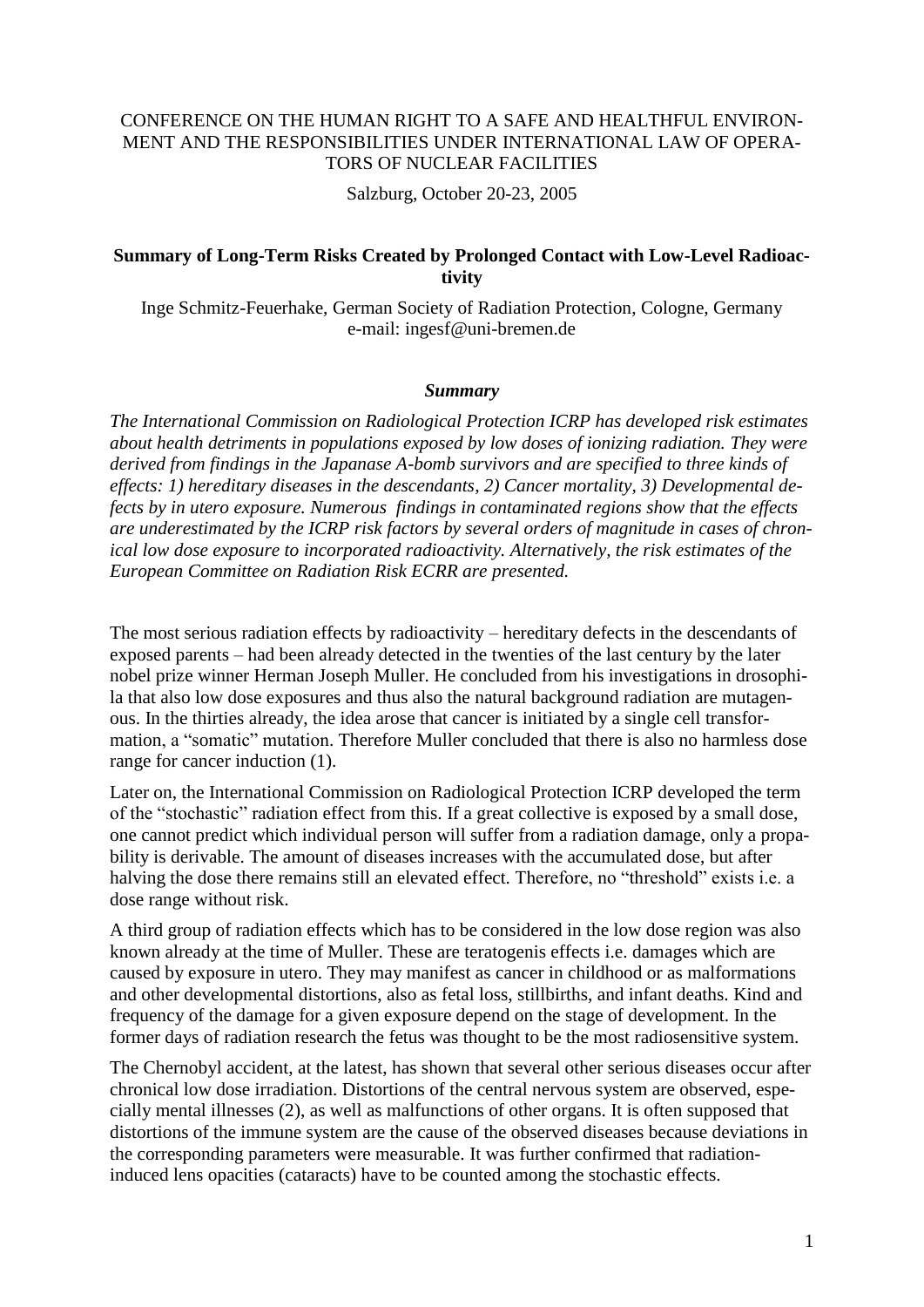CONFERENCE ON THE HUMAN RIGHT TO A SAFE AND HEALTHFUL ENVIRONMENT AND THE RESPONSIBILITIES UNDER INTERNATIONAL LAW OF OPERATORS OF NUCLEAR FACILITIES

Salzburg, October 20-23, 2005

# Summary of Long-Term Risks Created by Prolonged Contact with Low-Level Radioactivity

Inge Schmitz-Feuerhake, German Society of Radiation Protection, Cologne, Germany
e-mail: ingesf@uni-bremen.de

## *Summary*

*The International Commission on Radiological Protection ICRP has developed risk estimates about health detriments in populations exposed by low doses of ionizing radiation. They were derived from findings in the Japanase A-bomb survivors and are specified to three kinds of effects: 1) hereditary diseases in the descendants, 2) Cancer mortality, 3) Developmental defects by in utero exposure. Numerous findings in contaminated regions show that the effects are underestimated by the ICRP risk factors by several orders of magnitude in cases of chronical low dose exposure to incorporated radioactivity. Alternatively, the risk estimates of the European Committee on Radiation Risk ECRR are presented.*

The most serious radiation effects by radioactivity – hereditary defects in the descendants of exposed parents – had been already detected in the twenties of the last century by the later nobel prize winner Herman Joseph Muller. He concluded from his investigations in drosophila that also low dose exposures and thus also the natural background radiation are mutagenous. In the thirties already, the idea arose that cancer is initiated by a single cell transformation, a "somatic" mutation. Therefore Muller concluded that there is also no harmless dose range for cancer induction (1).

Later on, the International Commission on Radiological Protection ICRP developed the term of the "stochastic" radiation effect from this. If a great collective is exposed by a small dose, one cannot predict which individual person will suffer from a radiation damage, only a propability is derivable. The amount of diseases increases with the accumulated dose, but after halving the dose there remains still an elevated effect. Therefore, no "threshold" exists i.e. a dose range without risk.

A third group of radiation effects which has to be considered in the low dose region was also known already at the time of Muller. These are teratogenis effects i.e. damages which are caused by exposure in utero. They may manifest as cancer in childhood or as malformations and other developmental distortions, also as fetal loss, stillbirths, and infant deaths. Kind and frequency of the damage for a given exposure depend on the stage of development. In the former days of radiation research the fetus was thought to be the most radiosensitive system.

The Chernobyl accident, at the latest, has shown that several other serious diseases occur after chronical low dose irradiation. Distortions of the central nervous system are observed, especially mental illnesses (2), as well as malfunctions of other organs. It is often supposed that distortions of the immune system are the cause of the observed diseases because deviations in the corresponding parameters were measurable. It was further confirmed that radiation-induced lens opacities (cataracts) have to be counted among the stochastic effects.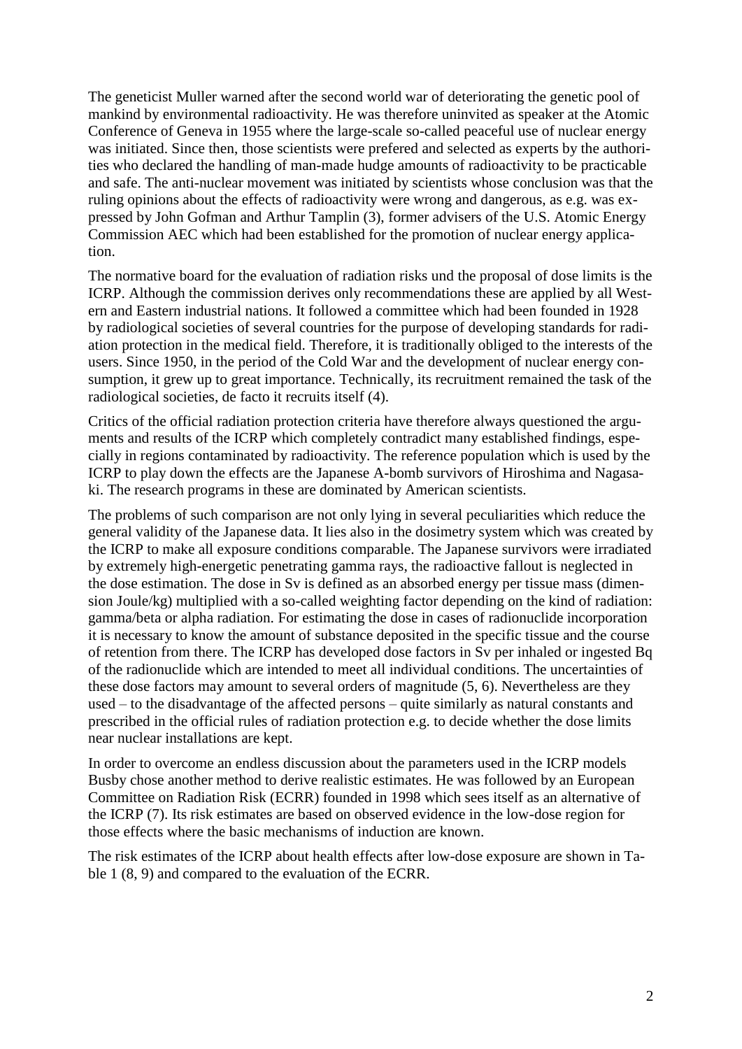The geneticist Muller warned after the second world war of deteriorating the genetic pool of mankind by environmental radioactivity. He was therefore uninvited as speaker at the Atomic Conference of Geneva in 1955 where the large-scale so-called peaceful use of nuclear energy was initiated. Since then, those scientists were prefered and selected as experts by the authorities who declared the handling of man-made hudge amounts of radioactivity to be practicable and safe. The anti-nuclear movement was initiated by scientists whose conclusion was that the ruling opinions about the effects of radioactivity were wrong and dangerous, as e.g. was expressed by John Gofman and Arthur Tamplin (3), former advisers of the U.S. Atomic Energy Commission AEC which had been established for the promotion of nuclear energy application.

The normative board for the evaluation of radiation risks und the proposal of dose limits is the ICRP. Although the commission derives only recommendations these are applied by all Western and Eastern industrial nations. It followed a committee which had been founded in 1928 by radiological societies of several countries for the purpose of developing standards for radiation protection in the medical field. Therefore, it is traditionally obliged to the interests of the users. Since 1950, in the period of the Cold War and the development of nuclear energy consumption, it grew up to great importance. Technically, its recruitment remained the task of the radiological societies, de facto it recruits itself (4).

Critics of the official radiation protection criteria have therefore always questioned the arguments and results of the ICRP which completely contradict many established findings, especially in regions contaminated by radioactivity. The reference population which is used by the ICRP to play down the effects are the Japanese A-bomb survivors of Hiroshima and Nagasaki. The research programs in these are dominated by American scientists.

The problems of such comparison are not only lying in several peculiarities which reduce the general validity of the Japanese data. It lies also in the dosimetry system which was created by the ICRP to make all exposure conditions comparable. The Japanese survivors were irradiated by extremely high-energetic penetrating gamma rays, the radioactive fallout is neglected in the dose estimation. The dose in Sv is defined as an absorbed energy per tissue mass (dimension Joule/kg) multiplied with a so-called weighting factor depending on the kind of radiation: gamma/beta or alpha radiation. For estimating the dose in cases of radionuclide incorporation it is necessary to know the amount of substance deposited in the specific tissue and the course of retention from there. The ICRP has developed dose factors in Sv per inhaled or ingested Bq of the radionuclide which are intended to meet all individual conditions. The uncertainties of these dose factors may amount to several orders of magnitude (5, 6). Nevertheless are they used – to the disadvantage of the affected persons – quite similarly as natural constants and prescribed in the official rules of radiation protection e.g. to decide whether the dose limits near nuclear installations are kept.

In order to overcome an endless discussion about the parameters used in the ICRP models Busby chose another method to derive realistic estimates. He was followed by an European Committee on Radiation Risk (ECRR) founded in 1998 which sees itself as an alternative of the ICRP (7). Its risk estimates are based on observed evidence in the low-dose region for those effects where the basic mechanisms of induction are known.

The risk estimates of the ICRP about health effects after low-dose exposure are shown in Table 1 (8, 9) and compared to the evaluation of the ECRR.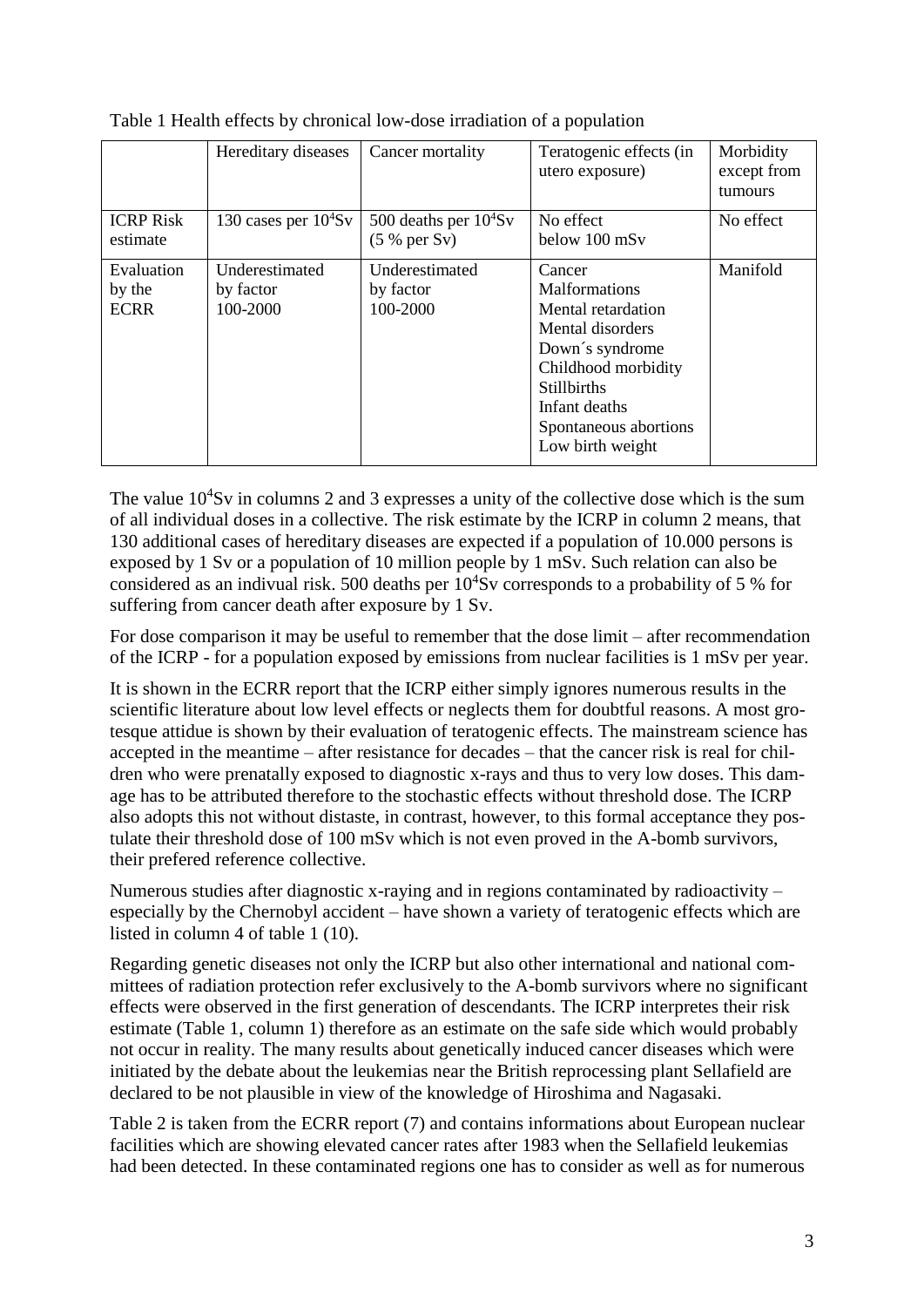Table 1 Health effects by chronical low-dose irradiation of a population

| | Hereditary diseases | Cancer mortality | Teratogenic effects (in utero exposure) | Morbidity except from tumours |
|---|---|---|---|---|
| ICRP Risk estimate | 130 cases per $10^4$Sv | 500 deaths per $10^4$Sv (5 % per Sv) | No effect below 100 mSv | No effect |
| Evaluation by the ECRR | Underestimated by factor 100-2000 | Underestimated by factor 100-2000 | Cancer<br>Malformations<br>Mental retardation<br>Mental disorders<br>Down´s syndrome<br>Childhood morbidity<br>Stillbirths<br>Infant deaths<br>Spontaneous abortions<br>Low birth weight | Manifold |

The value $10^4$Sv in columns 2 and 3 expresses a unity of the collective dose which is the sum of all individual doses in a collective. The risk estimate by the ICRP in column 2 means, that 130 additional cases of hereditary diseases are expected if a population of 10.000 persons is exposed by 1 Sv or a population of 10 million people by 1 mSv. Such relation can also be considered as an indivual risk. 500 deaths per $10^4$Sv corresponds to a probability of 5 % for suffering from cancer death after exposure by 1 Sv.

For dose comparison it may be useful to remember that the dose limit – after recommendation of the ICRP - for a population exposed by emissions from nuclear facilities is 1 mSv per year.

It is shown in the ECRR report that the ICRP either simply ignores numerous results in the scientific literature about low level effects or neglects them for doubtful reasons. A most grotesque attidue is shown by their evaluation of teratogenic effects. The mainstream science has accepted in the meantime – after resistance for decades – that the cancer risk is real for children who were prenatally exposed to diagnostic x-rays and thus to very low doses. This damage has to be attributed therefore to the stochastic effects without threshold dose. The ICRP also adopts this not without distaste, in contrast, however, to this formal acceptance they postulate their threshold dose of 100 mSv which is not even proved in the A-bomb survivors, their prefered reference collective.

Numerous studies after diagnostic x-raying and in regions contaminated by radioactivity – especially by the Chernobyl accident – have shown a variety of teratogenic effects which are listed in column 4 of table 1 (10).

Regarding genetic diseases not only the ICRP but also other international and national committees of radiation protection refer exclusively to the A-bomb survivors where no significant effects were observed in the first generation of descendants. The ICRP interpretes their risk estimate (Table 1, column 1) therefore as an estimate on the safe side which would probably not occur in reality. The many results about genetically induced cancer diseases which were initiated by the debate about the leukemias near the British reprocessing plant Sellafield are declared to be not plausible in view of the knowledge of Hiroshima and Nagasaki.

Table 2 is taken from the ECRR report (7) and contains informations about European nuclear facilities which are showing elevated cancer rates after 1983 when the Sellafield leukemias had been detected. In these contaminated regions one has to consider as well as for numerous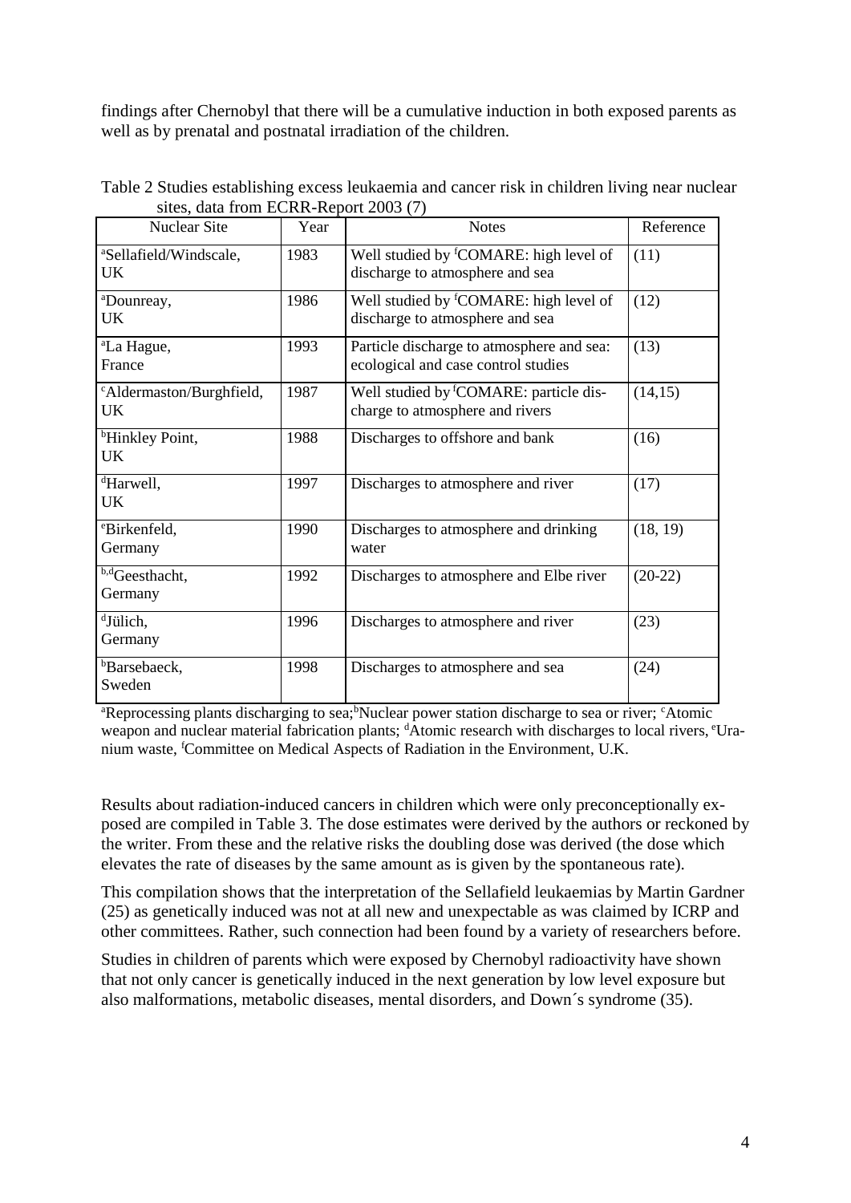findings after Chernobyl that there will be a cumulative induction in both exposed parents as well as by prenatal and postnatal irradiation of the children.

Table 2 Studies establishing excess leukaemia and cancer risk in children living near nuclear sites, data from ECRR-Report 2003 (7)

| Nuclear Site | Year | Notes | Reference |
|---|---|---|---|
| [a]Sellafield/Windscale, UK | 1983 | Well studied by [f]COMARE: high level of discharge to atmosphere and sea | (11) |
| [a]Dounreay, UK | 1986 | Well studied by [f]COMARE: high level of discharge to atmosphere and sea | (12) |
| [a]La Hague, France | 1993 | Particle discharge to atmosphere and sea: ecological and case control studies | (13) |
| [c]Aldermaston/Burghfield, UK | 1987 | Well studied by [f]COMARE: particle discharge to atmosphere and rivers | (14,15) |
| [b]Hinkley Point, UK | 1988 | Discharges to offshore and bank | (16) |
| [d]Harwell, UK | 1997 | Discharges to atmosphere and river | (17) |
| [e]Birkenfeld, Germany | 1990 | Discharges to atmosphere and drinking water | (18, 19) |
| [b,d]Geesthacht, Germany | 1992 | Discharges to atmosphere and Elbe river | (20-22) |
| [d]Jülich, Germany | 1996 | Discharges to atmosphere and river | (23) |
| [b]Barsebaeck, Sweden | 1998 | Discharges to atmosphere and sea | (24) |

[a]Reprocessing plants discharging to sea;[b]Nuclear power station discharge to sea or river; [c]Atomic weapon and nuclear material fabrication plants; [d]Atomic research with discharges to local rivers, [e]Uranium waste, [f]Committee on Medical Aspects of Radiation in the Environment, U.K.

Results about radiation-induced cancers in children which were only preconceptionally exposed are compiled in Table 3. The dose estimates were derived by the authors or reckoned by the writer. From these and the relative risks the doubling dose was derived (the dose which elevates the rate of diseases by the same amount as is given by the spontaneous rate).

This compilation shows that the interpretation of the Sellafield leukaemias by Martin Gardner (25) as genetically induced was not at all new and unexpectable as was claimed by ICRP and other committees. Rather, such connection had been found by a variety of researchers before.

Studies in children of parents which were exposed by Chernobyl radioactivity have shown that not only cancer is genetically induced in the next generation by low level exposure but also malformations, metabolic diseases, mental disorders, and Down´s syndrome (35).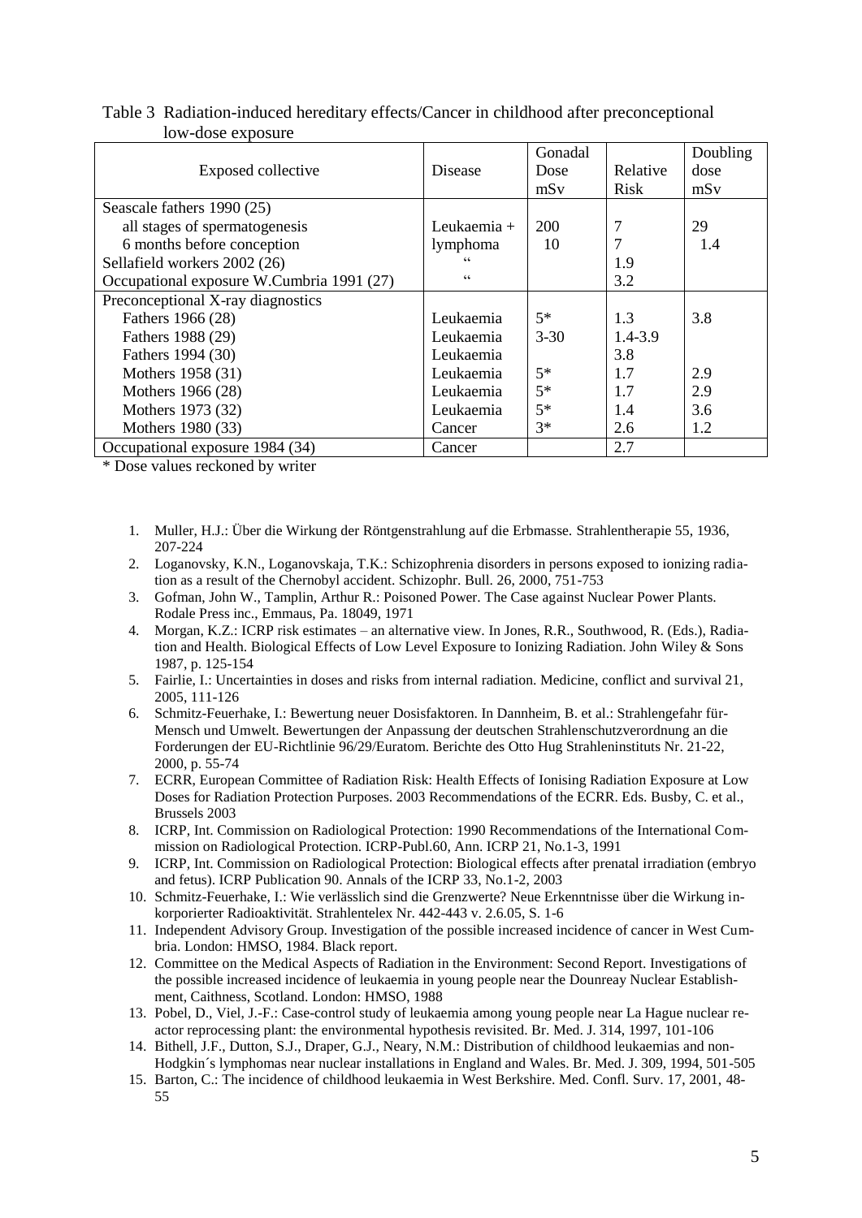Table 3 Radiation-induced hereditary effects/Cancer in childhood after preconceptional low-dose exposure

| Exposed collective | Disease | Gonadal Dose mSv | Relative Risk | Doubling dose mSv |
|---|---|---|---|---|
| Seascale fathers 1990 (25) | | | | |
| all stages of spermatogenesis | Leukaemia + | 200 | 7 | 29 |
| 6 months before conception | lymphoma | 10 | 7 | 1.4 |
| Sellafield workers 2002 (26) | " | | 1.9 | |
| Occupational exposure W.Cumbria 1991 (27) | " | | 3.2 | |
| Preconceptional X-ray diagnostics | | | | |
| Fathers 1966 (28) | Leukaemia | 5* | 1.3 | 3.8 |
| Fathers 1988 (29) | Leukaemia | 3-30 | 1.4-3.9 | |
| Fathers 1994 (30) | Leukaemia | | 3.8 | |
| Mothers 1958 (31) | Leukaemia | 5* | 1.7 | 2.9 |
| Mothers 1966 (28) | Leukaemia | 5* | 1.7 | 2.9 |
| Mothers 1973 (32) | Leukaemia | 5* | 1.4 | 3.6 |
| Mothers 1980 (33) | Cancer | 3* | 2.6 | 1.2 |
| Occupational exposure 1984 (34) | Cancer | | 2.7 | |

\* Dose values reckoned by writer

1. Muller, H.J.: Über die Wirkung der Röntgenstrahlung auf die Erbmasse. Strahlentherapie 55, 1936, 207-224
2. Loganovsky, K.N., Loganovskaja, T.K.: Schizophrenia disorders in persons exposed to ionizing radiation as a result of the Chernobyl accident. Schizophr. Bull. 26, 2000, 751-753
3. Gofman, John W., Tamplin, Arthur R.: Poisoned Power. The Case against Nuclear Power Plants. Rodale Press inc., Emmaus, Pa. 18049, 1971
4. Morgan, K.Z.: ICRP risk estimates – an alternative view. In Jones, R.R., Southwood, R. (Eds.), Radiation and Health. Biological Effects of Low Level Exposure to Ionizing Radiation. John Wiley & Sons 1987, p. 125-154
5. Fairlie, I.: Uncertainties in doses and risks from internal radiation. Medicine, conflict and survival 21, 2005, 111-126
6. Schmitz-Feuerhake, I.: Bewertung neuer Dosisfaktoren. In Dannheim, B. et al.: Strahlengefahr für Mensch und Umwelt. Bewertungen der Anpassung der deutschen Strahlenschutzverordnung an die Forderungen der EU-Richtlinie 96/29/Euratom. Berichte des Otto Hug Strahleninstituts Nr. 21-22, 2000, p. 55-74
7. ECRR, European Committee of Radiation Risk: Health Effects of Ionising Radiation Exposure at Low Doses for Radiation Protection Purposes. 2003 Recommendations of the ECRR. Eds. Busby, C. et al., Brussels 2003
8. ICRP, Int. Commission on Radiological Protection: 1990 Recommendations of the International Commission on Radiological Protection. ICRP-Publ.60, Ann. ICRP 21, No.1-3, 1991
9. ICRP, Int. Commission on Radiological Protection: Biological effects after prenatal irradiation (embryo and fetus). ICRP Publication 90. Annals of the ICRP 33, No.1-2, 2003
10. Schmitz-Feuerhake, I.: Wie verlässlich sind die Grenzwerte? Neue Erkenntnisse über die Wirkung inkorporierter Radioaktivität. Strahlentelex Nr. 442-443 v. 2.6.05, S. 1-6
11. Independent Advisory Group. Investigation of the possible increased incidence of cancer in West Cumbria. London: HMSO, 1984. Black report.
12. Committee on the Medical Aspects of Radiation in the Environment: Second Report. Investigations of the possible increased incidence of leukaemia in young people near the Dounreay Nuclear Establishment, Caithness, Scotland. London: HMSO, 1988
13. Pobel, D., Viel, J.-F.: Case-control study of leukaemia among young people near La Hague nuclear reactor reprocessing plant: the environmental hypothesis revisited. Br. Med. J. 314, 1997, 101-106
14. Bithell, J.F., Dutton, S.J., Draper, G.J., Neary, N.M.: Distribution of childhood leukaemias and non-Hodgkin´s lymphomas near nuclear installations in England and Wales. Br. Med. J. 309, 1994, 501-505
15. Barton, C.: The incidence of childhood leukaemia in West Berkshire. Med. Confl. Surv. 17, 2001, 48-55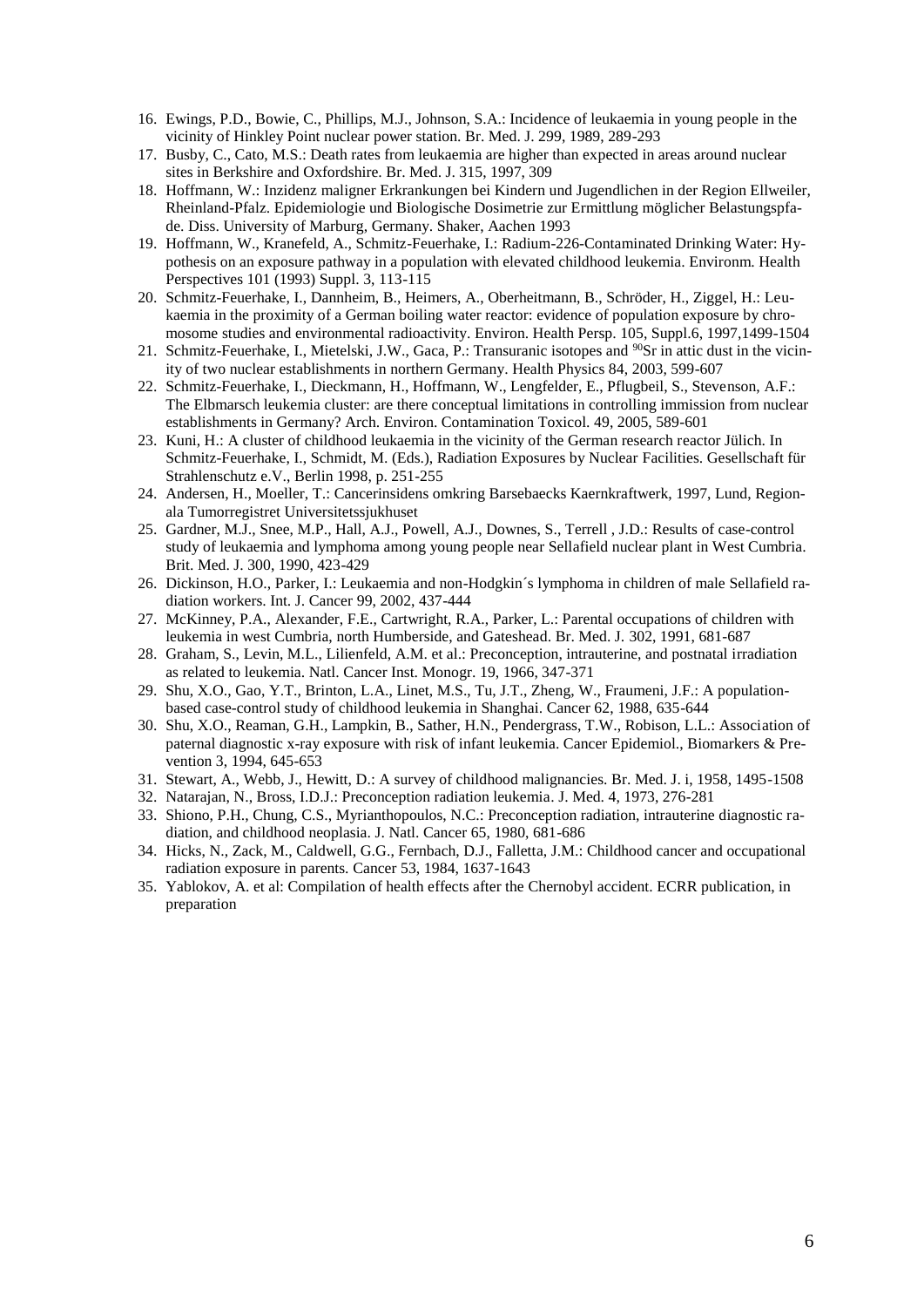16. Ewings, P.D., Bowie, C., Phillips, M.J., Johnson, S.A.: Incidence of leukaemia in young people in the vicinity of Hinkley Point nuclear power station. Br. Med. J. 299, 1989, 289-293
17. Busby, C., Cato, M.S.: Death rates from leukaemia are higher than expected in areas around nuclear sites in Berkshire and Oxfordshire. Br. Med. J. 315, 1997, 309
18. Hoffmann, W.: Inzidenz maligner Erkrankungen bei Kindern und Jugendlichen in der Region Ellweiler, Rheinland-Pfalz. Epidemiologie und Biologische Dosimetrie zur Ermittlung möglicher Belastungspfade. Diss. University of Marburg, Germany. Shaker, Aachen 1993
19. Hoffmann, W., Kranefeld, A., Schmitz-Feuerhake, I.: Radium-226-Contaminated Drinking Water: Hypothesis on an exposure pathway in a population with elevated childhood leukemia. Environm. Health Perspectives 101 (1993) Suppl. 3, 113-115
20. Schmitz-Feuerhake, I., Dannheim, B., Heimers, A., Oberheitmann, B., Schröder, H., Ziggel, H.: Leukaemia in the proximity of a German boiling water reactor: evidence of population exposure by chromosome studies and environmental radioactivity. Environ. Health Persp. 105, Suppl.6, 1997,1499-1504
21. Schmitz-Feuerhake, I., Mietelski, J.W., Gaca, P.: Transuranic isotopes and $^{90}$Sr in attic dust in the vicinity of two nuclear establishments in northern Germany. Health Physics 84, 2003, 599-607
22. Schmitz-Feuerhake, I., Dieckmann, H., Hoffmann, W., Lengfelder, E., Pflugbeil, S., Stevenson, A.F.: The Elbmarsch leukemia cluster: are there conceptual limitations in controlling immission from nuclear establishments in Germany? Arch. Environ. Contamination Toxicol. 49, 2005, 589-601
23. Kuni, H.: A cluster of childhood leukaemia in the vicinity of the German research reactor Jülich. In Schmitz-Feuerhake, I., Schmidt, M. (Eds.), Radiation Exposures by Nuclear Facilities. Gesellschaft für Strahlenschutz e.V., Berlin 1998, p. 251-255
24. Andersen, H., Moeller, T.: Cancerinsidens omkring Barsebaecks Kaernkraftwerk, 1997, Lund, Regionala Tumorregistret Universitetssjukhuset
25. Gardner, M.J., Snee, M.P., Hall, A.J., Powell, A.J., Downes, S., Terrell , J.D.: Results of case-control study of leukaemia and lymphoma among young people near Sellafield nuclear plant in West Cumbria. Brit. Med. J. 300, 1990, 423-429
26. Dickinson, H.O., Parker, I.: Leukaemia and non-Hodgkin´s lymphoma in children of male Sellafield radiation workers. Int. J. Cancer 99, 2002, 437-444
27. McKinney, P.A., Alexander, F.E., Cartwright, R.A., Parker, L.: Parental occupations of children with leukemia in west Cumbria, north Humberside, and Gateshead. Br. Med. J. 302, 1991, 681-687
28. Graham, S., Levin, M.L., Lilienfeld, A.M. et al.: Preconception, intrauterine, and postnatal irradiation as related to leukemia. Natl. Cancer Inst. Monogr. 19, 1966, 347-371
29. Shu, X.O., Gao, Y.T., Brinton, L.A., Linet, M.S., Tu, J.T., Zheng, W., Fraumeni, J.F.: A population-based case-control study of childhood leukemia in Shanghai. Cancer 62, 1988, 635-644
30. Shu, X.O., Reaman, G.H., Lampkin, B., Sather, H.N., Pendergrass, T.W., Robison, L.L.: Association of paternal diagnostic x-ray exposure with risk of infant leukemia. Cancer Epidemiol., Biomarkers & Prevention 3, 1994, 645-653
31. Stewart, A., Webb, J., Hewitt, D.: A survey of childhood malignancies. Br. Med. J. i, 1958, 1495-1508
32. Natarajan, N., Bross, I.D.J.: Preconception radiation leukemia. J. Med. 4, 1973, 276-281
33. Shiono, P.H., Chung, C.S., Myrianthopoulos, N.C.: Preconception radiation, intrauterine diagnostic radiation, and childhood neoplasia. J. Natl. Cancer 65, 1980, 681-686
34. Hicks, N., Zack, M., Caldwell, G.G., Fernbach, D.J., Falletta, J.M.: Childhood cancer and occupational radiation exposure in parents. Cancer 53, 1984, 1637-1643
35. Yablokov, A. et al: Compilation of health effects after the Chernobyl accident. ECRR publication, in preparation